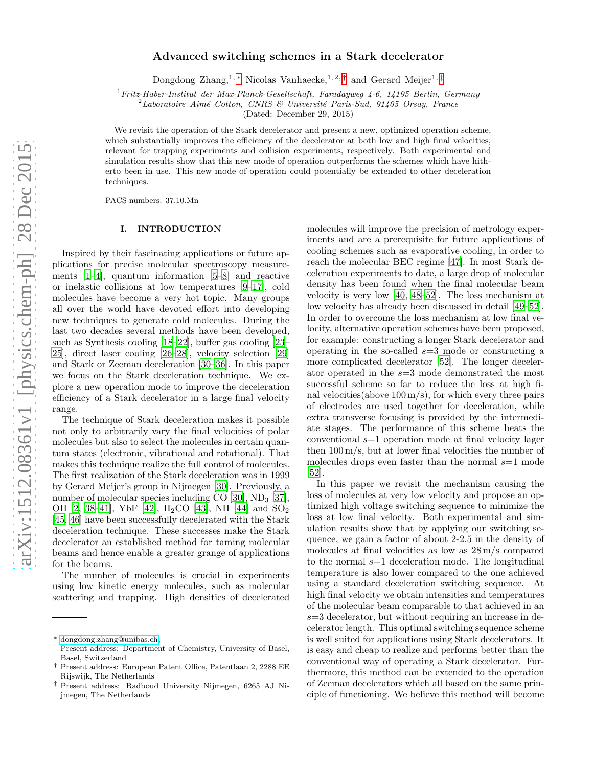# Advanced switching schemes in a Stark decelerator

Dongdong Zhang,[1,*] Nicolas Vanhaecke,[1,2,†] and Gerard Meijer[1,‡]

[1] *Fritz-Haber-Institut der Max-Planck-Gesellschaft, Faradayweg 4-6, 14195 Berlin, Germany*
[2] *Laboratoire Aimé Cotton, CNRS & Université Paris-Sud, 91405 Orsay, France*

(Dated: December 29, 2015)

We revisit the operation of the Stark decelerator and present a new, optimized operation scheme, which substantially improves the efficiency of the decelerator at both low and high final velocities, relevant for trapping experiments and collision experiments, respectively. Both experimental and simulation results show that this new mode of operation outperforms the schemes which have hitherto been in use. This new mode of operation could potentially be extended to other deceleration techniques.

PACS numbers: 37.10.Mn

## I. INTRODUCTION

Inspired by their fascinating applications or future applications for precise molecular spectroscopy measurements [1–4], quantum information [5–8] and reactive or inelastic collisions at low temperatures [9–17], cold molecules have become a very hot topic. Many groups all over the world have devoted effort into developing new techniques to generate cold molecules. During the last two decades several methods have been developed, such as Synthesis cooling [18–22], buffer gas cooling [23–25], direct laser cooling [26–28], velocity selection [29] and Stark or Zeeman deceleration [30–36]. In this paper we focus on the Stark deceleration technique. We explore a new operation mode to improve the deceleration efficiency of a Stark decelerator in a large final velocity range.

The technique of Stark deceleration makes it possible not only to arbitrarily vary the final velocities of polar molecules but also to select the molecules in certain quantum states (electronic, vibrational and rotational). That makes this technique realize the full control of molecules. The first realization of the Stark deceleration was in 1999 by Gerard Meijer's group in Nijmegen [30]. Previously, a number of molecular species including CO [30], $ND_3$ [37], OH [2, 38–41], YbF [42], $H_2CO$ [43], NH [44] and $SO_2$ [45, 46] have been successfully decelerated with the Stark deceleration technique. These successes make the Stark decelerator an established method for taming molecular beams and hence enable a greater grange of applications for the beams.

The number of molecules is crucial in experiments using low kinetic energy molecules, such as molecular scattering and trapping. High densities of decelerated molecules will improve the precision of metrology experiments and are a prerequisite for future applications of cooling schemes such as evaporative cooling, in order to reach the molecular BEC regime [47]. In most Stark deceleration experiments to date, a large drop of molecular density has been found when the final molecular beam velocity is very low [40, 48–52]. The loss mechanism at low velocity has already been discussed in detail [49–52]. In order to overcome the loss mechanism at low final velocity, alternative operation schemes have been proposed, for example: constructing a longer Stark decelerator and operating in the so-called $s$=3 mode or constructing a more complicated decelerator [52]. The longer decelerator operated in the $s$=3 mode demonstrated the most successful scheme so far to reduce the loss at high final velocities(above 100 m/s), for which every three pairs of electrodes are used together for deceleration, while extra transverse focusing is provided by the intermediate stages. The performance of this scheme beats the conventional $s$=1 operation mode at final velocity lager then 100 m/s, but at lower final velocities the number of molecules drops even faster than the normal $s$=1 mode [52].

In this paper we revisit the mechanism causing the loss of molecules at very low velocity and propose an optimized high voltage switching sequence to minimize the loss at low final velocity. Both experimental and simulation results show that by applying our switching sequence, we gain a factor of about 2-2.5 in the density of molecules at final velocities as low as 28 m/s compared to the normal $s$=1 deceleration mode. The longitudinal temperature is also lower compared to the one achieved using a standard deceleration switching sequence. At high final velocity we obtain intensities and temperatures of the molecular beam comparable to that achieved in an $s$=3 decelerator, but without requiring an increase in decelerator length. This optimal switching sequence scheme is well suited for applications using Stark decelerators. It is easy and cheap to realize and performs better than the conventional way of operating a Stark decelerator. Furthermore, this method can be extended to the operation of Zeeman decelerators which all based on the same principle of functioning. We believe this method will become

---

* dongdong.zhang@unibas.ch; Present address: Department of Chemistry, University of Basel, Basel, Switzerland
† Present address: European Patent Office, Patentlaan 2, 2288 EE Rijswijk, The Netherlands
‡ Present address: Radboud University Nijmegen, 6265 AJ Nijmegen, The Netherlands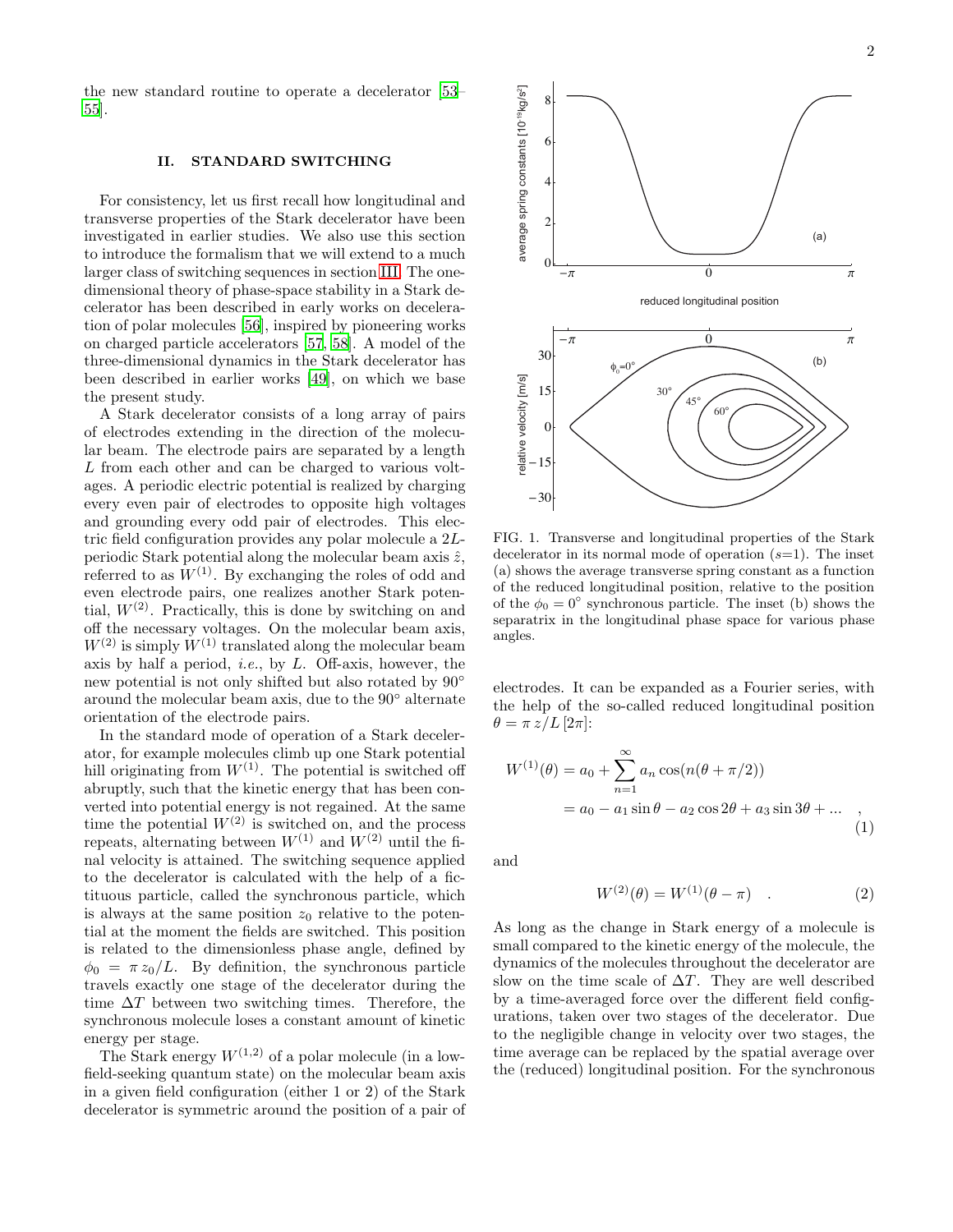the new standard routine to operate a decelerator [53–55].

## II. STANDARD SWITCHING

For consistency, let us first recall how longitudinal and transverse properties of the Stark decelerator have been investigated in earlier studies. We also use this section to introduce the formalism that we will extend to a much larger class of switching sequences in section III. The one-dimensional theory of phase-space stability in a Stark decelerator has been described in early works on deceleration of polar molecules [56], inspired by pioneering works on charged particle accelerators [57, 58]. A model of the three-dimensional dynamics in the Stark decelerator has been described in earlier works [49], on which we base the present study.

A Stark decelerator consists of a long array of pairs of electrodes extending in the direction of the molecular beam. The electrode pairs are separated by a length $L$ from each other and can be charged to various voltages. A periodic electric potential is realized by charging every even pair of electrodes to opposite high voltages and grounding every odd pair of electrodes. This electric field configuration provides any polar molecule a $2L$-periodic Stark potential along the molecular beam axis $\hat{z}$, referred to as $W^{(1)}$. By exchanging the roles of odd and even electrode pairs, one realizes another Stark potential, $W^{(2)}$. Practically, this is done by switching on and off the necessary voltages. On the molecular beam axis, $W^{(2)}$ is simply $W^{(1)}$ translated along the molecular beam axis by half a period, *i.e.*, by $L$. Off-axis, however, the new potential is not only shifted but also rotated by 90° around the molecular beam axis, due to the 90° alternate orientation of the electrode pairs.

In the standard mode of operation of a Stark decelerator, for example molecules climb up one Stark potential hill originating from $W^{(1)}$. The potential is switched off abruptly, such that the kinetic energy that has been converted into potential energy is not regained. At the same time the potential $W^{(2)}$ is switched on, and the process repeats, alternating between $W^{(1)}$ and $W^{(2)}$ until the final velocity is attained. The switching sequence applied to the decelerator is calculated with the help of a fictitious particle, called the synchronous particle, which is always at the same position $z_0$ relative to the potential at the moment the fields are switched. This position is related to the dimensionless phase angle, defined by $\phi_0 = \pi z_0/L$. By definition, the synchronous particle travels exactly one stage of the decelerator during the time $\Delta T$ between two switching times. Therefore, the synchronous molecule loses a constant amount of kinetic energy per stage.

The Stark energy $W^{(1,2)}$ of a polar molecule (in a low-field-seeking quantum state) on the molecular beam axis in a given field configuration (either 1 or 2) of the Stark decelerator is symmetric around the position of a pair of electrodes. It can be expanded as a Fourier series, with the help of the so-called reduced longitudinal position $\theta = \pi z/L\,[2\pi]$:

$$W^{(1)}(\theta) = a_0 + \sum_{n=1}^{\infty} a_n \cos(n(\theta + \pi/2)) = a_0 - a_1 \sin\theta - a_2 \cos 2\theta + a_3 \sin 3\theta + ... \quad , \tag{1}$$

and

$$W^{(2)}(\theta) = W^{(1)}(\theta - \pi) \quad . \tag{2}$$

As long as the change in Stark energy of a molecule is small compared to the kinetic energy of the molecule, the dynamics of the molecules throughout the decelerator are slow on the time scale of $\Delta T$. They are well described by a time-averaged force over the different field configurations, taken over two stages of the decelerator. Due to the negligible change in velocity over two stages, the time average can be replaced by the spatial average over the (reduced) longitudinal position. For the synchronous

FIG. 1. Transverse and longitudinal properties of the Stark decelerator in its normal mode of operation ($s$=1). The inset (a) shows the average transverse spring constant as a function of the reduced longitudinal position, relative to the position of the $\phi_0 = 0°$ synchronous particle. The inset (b) shows the separatrix in the longitudinal phase space for various phase angles.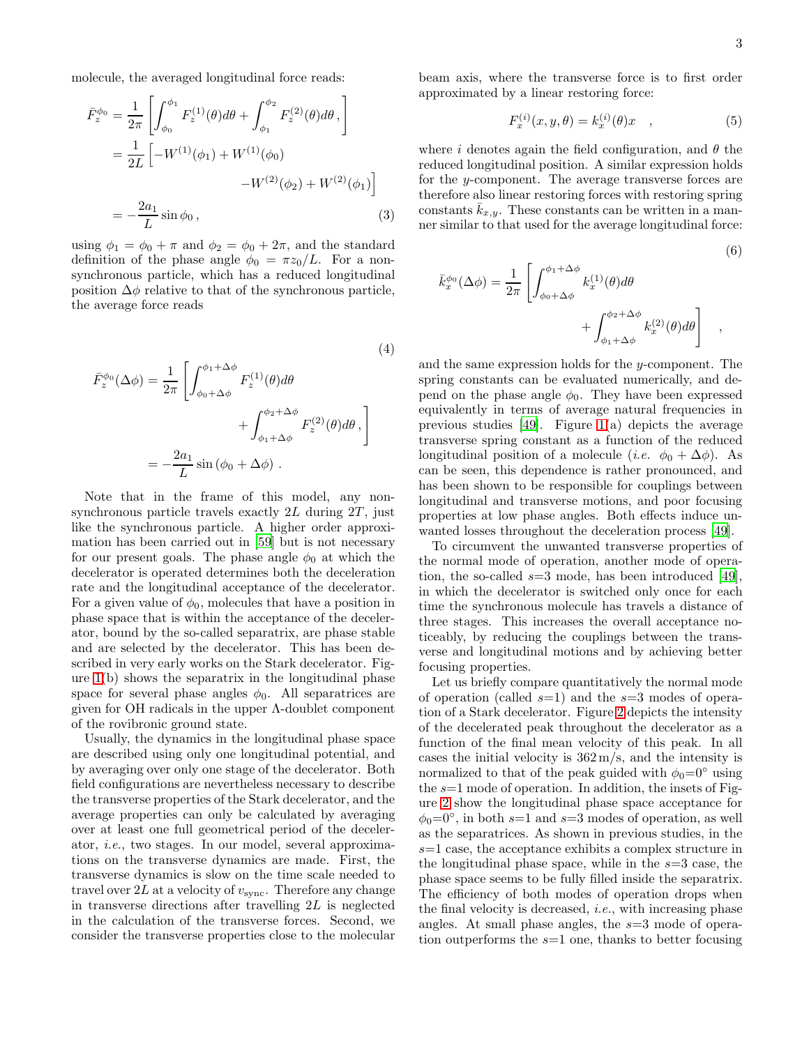molecule, the averaged longitudinal force reads:

$$
\begin{aligned}
\bar{F}_z^{\phi_0} &= \frac{1}{2\pi}\left[\int_{\phi_0}^{\phi_1} F_z^{(1)}(\theta)d\theta + \int_{\phi_1}^{\phi_2} F_z^{(2)}(\theta)d\theta\,,\right] \\
&= \frac{1}{2L}\Big[-W^{(1)}(\phi_1) + W^{(1)}(\phi_0) \\
&\qquad\qquad -W^{(2)}(\phi_2) + W^{(2)}(\phi_1)\Big] \\
&= -\frac{2a_1}{L}\sin\phi_0\,,
\end{aligned} \tag{3}
$$

using $\phi_1 = \phi_0 + \pi$ and $\phi_2 = \phi_0 + 2\pi$, and the standard definition of the phase angle $\phi_0 = \pi z_0/L$. For a non-synchronous particle, which has a reduced longitudinal position $\Delta\phi$ relative to that of the synchronous particle, the average force reads

$$
\begin{aligned}
\bar{F}_z^{\phi_0}(\Delta\phi) &= \frac{1}{2\pi}\left[\int_{\phi_0+\Delta\phi}^{\phi_1+\Delta\phi} F_z^{(1)}(\theta)d\theta \right. \\
&\qquad\qquad \left. + \int_{\phi_1+\Delta\phi}^{\phi_2+\Delta\phi} F_z^{(2)}(\theta)d\theta\,,\right] \\
&= -\frac{2a_1}{L}\sin(\phi_0 + \Delta\phi)\,.
\end{aligned} \tag{4}
$$

Note that in the frame of this model, any non-synchronous particle travels exactly $2L$ during $2T$, just like the synchronous particle. A higher order approximation has been carried out in [59] but is not necessary for our present goals. The phase angle $\phi_0$ at which the decelerator is operated determines both the deceleration rate and the longitudinal acceptance of the decelerator. For a given value of $\phi_0$, molecules that have a position in phase space that is within the acceptance of the decelerator, bound by the so-called separatrix, are phase stable and are selected by the decelerator. This has been described in very early works on the Stark decelerator. Figure 1(b) shows the separatrix in the longitudinal phase space for several phase angles $\phi_0$. All separatrices are given for OH radicals in the upper $\Lambda$-doublet component of the rovibronic ground state.

Usually, the dynamics in the longitudinal phase space are described using only one longitudinal potential, and by averaging over only one stage of the decelerator. Both field configurations are nevertheless necessary to describe the transverse properties of the Stark decelerator, and the average properties can only be calculated by averaging over at least one full geometrical period of the decelerator, *i.e.*, two stages. In our model, several approximations on the transverse dynamics are made. First, the transverse dynamics is slow on the time scale needed to travel over $2L$ at a velocity of $v_{\text{sync}}$. Therefore any change in transverse directions after travelling $2L$ is neglected in the calculation of the transverse forces. Second, we consider the transverse properties close to the molecular beam axis, where the transverse force is to first order approximated by a linear restoring force:

$$
F_x^{(i)}(x, y, \theta) = k_x^{(i)}(\theta)x \quad , \tag{5}
$$

where $i$ denotes again the field configuration, and $\theta$ the reduced longitudinal position. A similar expression holds for the $y$-component. The average transverse forces are therefore also linear restoring forces with restoring spring constants $\bar{k}_{x,y}$. These constants can be written in a manner similar to that used for the average longitudinal force:

$$
\begin{aligned}
\bar{k}_x^{\phi_0}(\Delta\phi) = \frac{1}{2\pi}\left[\int_{\phi_0+\Delta\phi}^{\phi_1+\Delta\phi} k_x^{(1)}(\theta)d\theta \right. \\
\left. + \int_{\phi_1+\Delta\phi}^{\phi_2+\Delta\phi} k_x^{(2)}(\theta)d\theta\right] \quad ,
\end{aligned} \tag{6}
$$

and the same expression holds for the $y$-component. The spring constants can be evaluated numerically, and depend on the phase angle $\phi_0$. They have been expressed equivalently in terms of average natural frequencies in previous studies [49]. Figure 1(a) depicts the average transverse spring constant as a function of the reduced longitudinal position of a molecule (*i.e.* $\phi_0 + \Delta\phi$). As can be seen, this dependence is rather pronounced, and has been shown to be responsible for couplings between longitudinal and transverse motions, and poor focusing properties at low phase angles. Both effects induce unwanted losses throughout the deceleration process [49].

To circumvent the unwanted transverse properties of the normal mode of operation, another mode of operation, the so-called $s$=3 mode, has been introduced [49], in which the decelerator is switched only once for each time the synchronous molecule has travels a distance of three stages. This increases the overall acceptance noticeably, by reducing the couplings between the transverse and longitudinal motions and by achieving better focusing properties.

Let us briefly compare quantitatively the normal mode of operation (called $s$=1) and the $s$=3 modes of operation of a Stark decelerator. Figure 2 depicts the intensity of the decelerated peak throughout the decelerator as a function of the final mean velocity of this peak. In all cases the initial velocity is 362 m/s, and the intensity is normalized to that of the peak guided with $\phi_0$=0° using the $s$=1 mode of operation. In addition, the insets of Figure 2 show the longitudinal phase space acceptance for $\phi_0$=0°, in both $s$=1 and $s$=3 modes of operation, as well as the separatrices. As shown in previous studies, in the $s$=1 case, the acceptance exhibits a complex structure in the longitudinal phase space, while in the $s$=3 case, the phase space seems to be fully filled inside the separatrix. The efficiency of both modes of operation drops when the final velocity is decreased, *i.e.*, with increasing phase angles. At small phase angles, the $s$=3 mode of operation outperforms the $s$=1 one, thanks to better focusing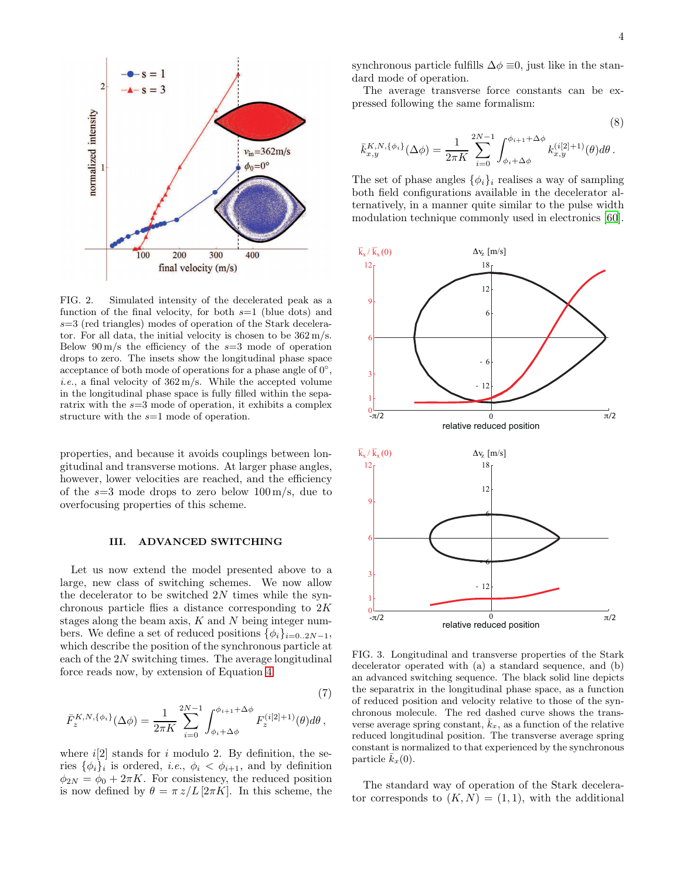FIG. 2. Simulated intensity of the decelerated peak as a function of the final velocity, for both $s$=1 (blue dots) and $s$=3 (red triangles) modes of operation of the Stark decelerator. For all data, the initial velocity is chosen to be 362 m/s. Below 90 m/s the efficiency of the $s$=3 mode of operation drops to zero. The insets show the longitudinal phase space acceptance of both mode of operations for a phase angle of 0°, *i.e.*, a final velocity of 362 m/s. While the accepted volume in the longitudinal phase space is fully filled within the separatrix with the $s$=3 mode of operation, it exhibits a complex structure with the $s$=1 mode of operation.

properties, and because it avoids couplings between longitudinal and transverse motions. At larger phase angles, however, lower velocities are reached, and the efficiency of the $s$=3 mode drops to zero below 100 m/s, due to overfocusing properties of this scheme.

## III. ADVANCED SWITCHING

Let us now extend the model presented above to a large, new class of switching schemes. We now allow the decelerator to be switched $2N$ times while the synchronous particle flies a distance corresponding to $2K$ stages along the beam axis, $K$ and $N$ being integer numbers. We define a set of reduced positions $\{\phi_i\}_{i=0..2N-1}$, which describe the position of the synchronous particle at each of the $2N$ switching times. The average longitudinal force reads now, by extension of Equation 4

$$\bar{F}_z^{K,N,\{\phi_i\}}(\Delta\phi) = \frac{1}{2\pi K}\sum_{i=0}^{2N-1}\int_{\phi_i+\Delta\phi}^{\phi_{i+1}+\Delta\phi} F_z^{(i[2]+1)}(\theta)d\theta\,, \tag{7}$$

where $i[2]$ stands for $i$ modulo 2. By definition, the series $\{\phi_i\}_i$ is ordered, *i.e.*, $\phi_i < \phi_{i+1}$, and by definition $\phi_{2N} = \phi_0 + 2\pi K$. For consistency, the reduced position is now defined by $\theta = \pi\, z/L\,[2\pi K]$. In this scheme, the synchronous particle fulfills $\Delta\phi \equiv 0$, just like in the standard mode of operation.

The average transverse force constants can be expressed following the same formalism:

$$\bar{k}_{x,y}^{K,N,\{\phi_i\}}(\Delta\phi) = \frac{1}{2\pi K}\sum_{i=0}^{2N-1}\int_{\phi_i+\Delta\phi}^{\phi_{i+1}+\Delta\phi} k_{x,y}^{(i[2]+1)}(\theta)d\theta\,. \tag{8}$$

The set of phase angles $\{\phi_i\}_i$ realises a way of sampling both field configurations available in the decelerator alternatively, in a manner quite similar to the pulse width modulation technique commonly used in electronics [60].

FIG. 3. Longitudinal and transverse properties of the Stark decelerator operated with (a) a standard sequence, and (b) an advanced switching sequence. The black solid line depicts the separatrix in the longitudinal phase space, as a function of reduced position and velocity relative to those of the synchronous molecule. The red dashed curve shows the transverse average spring constant, $\bar{k}_x$, as a function of the relative reduced longitudinal position. The transverse average spring constant is normalized to that experienced by the synchronous particle $\bar{k}_x(0)$.

The standard way of operation of the Stark decelerator corresponds to $(K, N) = (1, 1)$, with the additional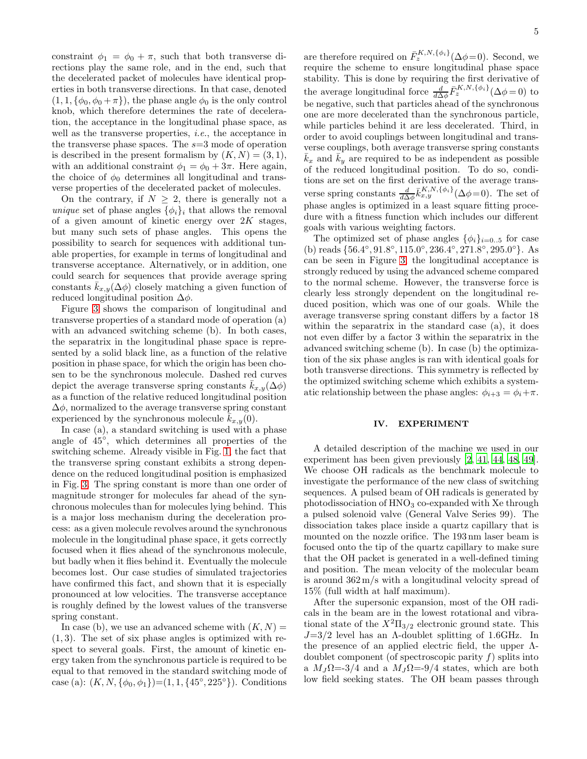constraint $\phi_1 = \phi_0 + \pi$, such that both transverse directions play the same role, and in the end, such that the decelerated packet of molecules have identical properties in both transverse directions. In that case, denoted $(1, 1, \{\phi_0, \phi_0 + \pi\})$, the phase angle $\phi_0$ is the only control knob, which therefore determines the rate of deceleration, the acceptance in the longitudinal phase space, as well as the transverse properties, *i.e.*, the acceptance in the transverse phase spaces. The $s$=3 mode of operation is described in the present formalism by $(K, N) = (3, 1)$, with an additional constraint $\phi_1 = \phi_0 + 3\pi$. Here again, the choice of $\phi_0$ determines all longitudinal and transverse properties of the decelerated packet of molecules.

On the contrary, if $N \geq 2$, there is generally not a *unique* set of phase angles $\{\phi_i\}_i$ that allows the removal of a given amount of kinetic energy over $2K$ stages, but many such sets of phase angles. This opens the possibility to search for sequences with additional tunable properties, for example in terms of longitudinal and transverse acceptance. Alternatively, or in addition, one could search for sequences that provide average spring constants $\bar{k}_{x,y}(\Delta\phi)$ closely matching a given function of reduced longitudinal position $\Delta\phi$.

Figure 3 shows the comparison of longitudinal and transverse properties of a standard mode of operation (a) with an advanced switching scheme (b). In both cases, the separatrix in the longitudinal phase space is represented by a solid black line, as a function of the relative position in phase space, for which the origin has been chosen to be the synchronous molecule. Dashed red curves depict the average transverse spring constants $\bar{k}_{x,y}(\Delta\phi)$ as a function of the relative reduced longitudinal position $\Delta\phi$, normalized to the average transverse spring constant experienced by the synchronous molecule $\bar{k}_{x,y}(0)$.

In case (a), a standard switching is used with a phase angle of 45°, which determines all properties of the switching scheme. Already visible in Fig. 1, the fact that the transverse spring constant exhibits a strong dependence on the reduced longitudinal position is emphasized in Fig. 3. The spring constant is more than one order of magnitude stronger for molecules far ahead of the synchronous molecules than for molecules lying behind. This is a major loss mechanism during the deceleration process: as a given molecule revolves around the synchronous molecule in the longitudinal phase space, it gets correctly focused when it flies ahead of the synchronous molecule, but badly when it flies behind it. Eventually the molecule becomes lost. Our case studies of simulated trajectories have confirmed this fact, and shown that it is especially pronounced at low velocities. The transverse acceptance is roughly defined by the lowest values of the transverse spring constant.

In case (b), we use an advanced scheme with $(K, N) = (1, 3)$. The set of six phase angles is optimized with respect to several goals. First, the amount of kinetic energy taken from the synchronous particle is required to be equal to that removed in the standard switching mode of case (a): $(K, N, \{\phi_0, \phi_1\}) = (1, 1, \{45°, 225°\})$. Conditions are therefore required on $\bar{F}_z^{K,N,\{\phi_i\}}(\Delta\phi = 0)$. Second, we require the scheme to ensure longitudinal phase space stability. This is done by requiring the first derivative of the average longitudinal force $\frac{d}{d\Delta\phi}\bar{F}_z^{K,N,\{\phi_i\}}(\Delta\phi = 0)$ to be negative, such that particles ahead of the synchronous one are more decelerated than the synchronous particle, while particles behind it are less decelerated. Third, in order to avoid couplings between longitudinal and transverse couplings, both average transverse spring constants $\bar{k}_x$ and $\bar{k}_y$ are required to be as independent as possible of the reduced longitudinal position. To do so, conditions are set on the first derivative of the average transverse spring constants $\frac{d}{d\Delta\phi}\bar{k}_{x,y}^{K,N,\{\phi_i\}}(\Delta\phi = 0)$. The set of phase angles is optimized in a least square fitting procedure with a fitness function which includes our different goals with various weighting factors.

The optimized set of phase angles $\{\phi_i\}_{i=0..5}$ for case (b) reads $\{56.4°, 91.8°, 115.0°, 236.4°, 271.8°, 295.0°\}$. As can be seen in Figure 3, the longitudinal acceptance is strongly reduced by using the advanced scheme compared to the normal scheme. However, the transverse force is clearly less strongly dependent on the longitudinal reduced position, which was one of our goals. While the average transverse spring constant differs by a factor 18 within the separatrix in the standard case (a), it does not even differ by a factor 3 within the separatrix in the advanced switching scheme (b). In case (b) the optimization of the six phase angles is ran with identical goals for both transverse directions. This symmetry is reflected by the optimized switching scheme which exhibits a systematic relationship between the phase angles: $\phi_{i+3} = \phi_i + \pi$.

## IV. EXPERIMENT

A detailed description of the machine we used in our experiment has been given previously [2, 41, 44, 48, 49]. We choose OH radicals as the benchmark molecule to investigate the performance of the new class of switching sequences. A pulsed beam of OH radicals is generated by photodissociation of $HNO_3$ co-expanded with Xe through a pulsed solenoid valve (General Valve Series 99). The dissociation takes place inside a quartz capillary that is mounted on the nozzle orifice. The 193 nm laser beam is focused onto the tip of the quartz capillary to make sure that the OH packet is generated in a well-defined timing and position. The mean velocity of the molecular beam is around 362 m/s with a longitudinal velocity spread of 15% (full width at half maximum).

After the supersonic expansion, most of the OH radicals in the beam are in the lowest rotational and vibrational state of the $X^2\Pi_{3/2}$ electronic ground state. This $J$=3/2 level has an Λ-doublet splitting of 1.6 GHz. In the presence of an applied electric field, the upper Λ-doublet component (of spectroscopic parity $f$) splits into a $M_J\Omega$=-3/4 and a $M_J\Omega$=-9/4 states, which are both low field seeking states. The OH beam passes through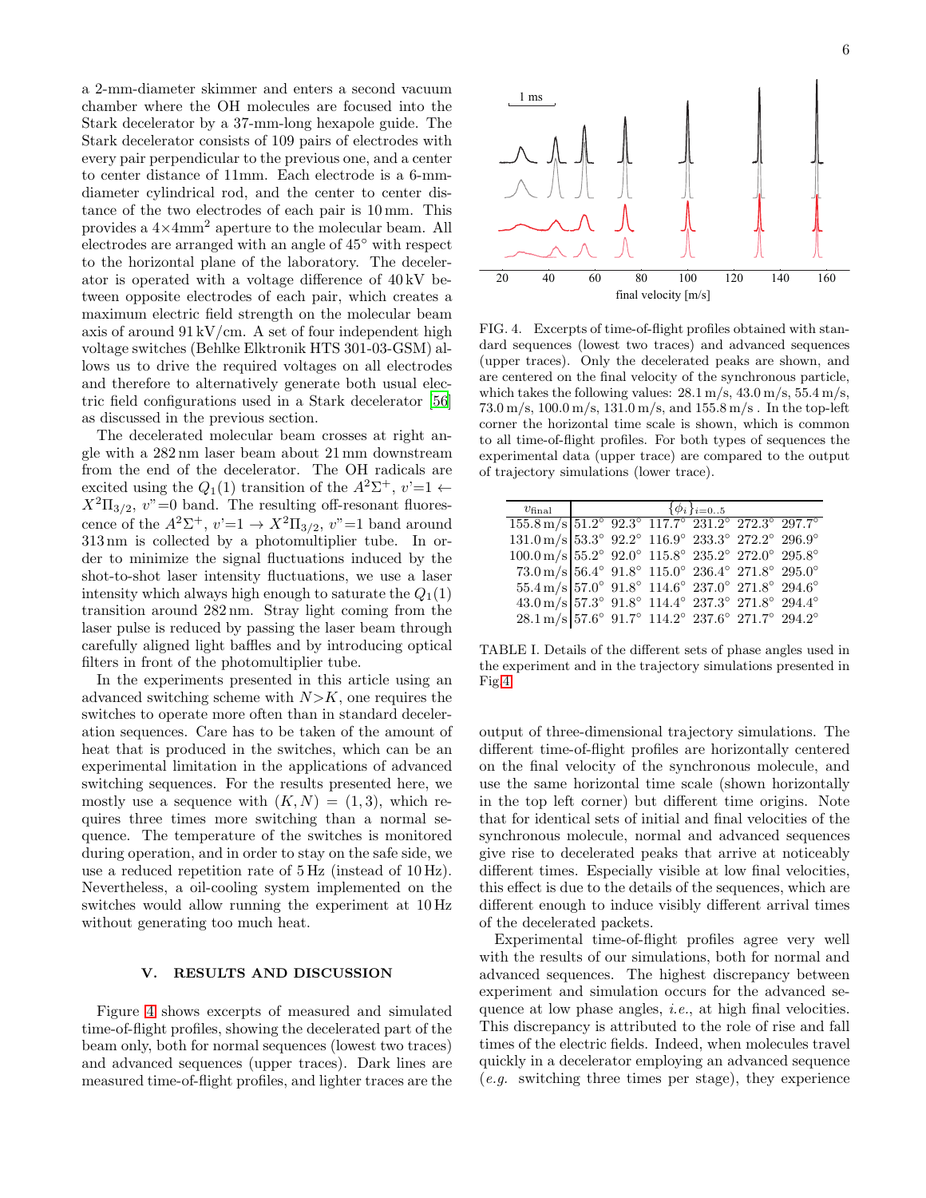a 2-mm-diameter skimmer and enters a second vacuum chamber where the OH molecules are focused into the Stark decelerator by a 37-mm-long hexapole guide. The Stark decelerator consists of 109 pairs of electrodes with every pair perpendicular to the previous one, and a center to center distance of 11mm. Each electrode is a 6-mm-diameter cylindrical rod, and the center to center distance of the two electrodes of each pair is 10 mm. This provides a $4{\times}4\text{mm}^2$ aperture to the molecular beam. All electrodes are arranged with an angle of 45° with respect to the horizontal plane of the laboratory. The decelerator is operated with a voltage difference of 40 kV between opposite electrodes of each pair, which creates a maximum electric field strength on the molecular beam axis of around 91 kV/cm. A set of four independent high voltage switches (Behlke Elktronik HTS 301-03-GSM) allows us to drive the required voltages on all electrodes and therefore to alternatively generate both usual electric field configurations used in a Stark decelerator [56] as discussed in the previous section.

The decelerated molecular beam crosses at right angle with a 282 nm laser beam about 21 mm downstream from the end of the decelerator. The OH radicals are excited using the $Q_1(1)$ transition of the $A^2\Sigma^+$, $v'{=}1 \leftarrow X^2\Pi_{3/2}$, $v''{=}0$ band. The resulting off-resonant fluorescence of the $A^2\Sigma^+$, $v'{=}1 \rightarrow X^2\Pi_{3/2}$, $v''{=}1$ band around 313 nm is collected by a photomultiplier tube. In order to minimize the signal fluctuations induced by the shot-to-shot laser intensity fluctuations, we use a laser intensity which always high enough to saturate the $Q_1(1)$ transition around 282 nm. Stray light coming from the laser pulse is reduced by passing the laser beam through carefully aligned light baffles and by introducing optical filters in front of the photomultiplier tube.

In the experiments presented in this article using an advanced switching scheme with $N{>}K$, one requires the switches to operate more often than in standard deceleration sequences. Care has to be taken of the amount of heat that is produced in the switches, which can be an experimental limitation in the applications of advanced switching sequences. For the results presented here, we mostly use a sequence with $(K, N) = (1, 3)$, which requires three times more switching than a normal sequence. The temperature of the switches is monitored during operation, and in order to stay on the safe side, we use a reduced repetition rate of 5 Hz (instead of 10 Hz). Nevertheless, a oil-cooling system implemented on the switches would allow running the experiment at 10 Hz without generating too much heat.

## V. RESULTS AND DISCUSSION

Figure 4 shows excerpts of measured and simulated time-of-flight profiles, showing the decelerated part of the beam only, both for normal sequences (lowest two traces) and advanced sequences (upper traces). Dark lines are measured time-of-flight profiles, and lighter traces are the output of three-dimensional trajectory simulations. The different time-of-flight profiles are horizontally centered on the final velocity of the synchronous molecule, and use the same horizontal time scale (shown horizontally in the top left corner) but different time origins. Note that for identical sets of initial and final velocities of the synchronous molecule, normal and advanced sequences give rise to decelerated peaks that arrive at noticeably different times. Especially visible at low final velocities, this effect is due to the details of the sequences, which are different enough to induce visibly different arrival times of the decelerated packets.

Experimental time-of-flight profiles agree very well with the results of our simulations, both for normal and advanced sequences. The highest discrepancy between experiment and simulation occurs for the advanced sequence at low phase angles, *i.e.*, at high final velocities. This discrepancy is attributed to the role of rise and fall times of the electric fields. Indeed, when molecules travel quickly in a decelerator employing an advanced sequence (*e.g.* switching three times per stage), they experience

FIG. 4. Excerpts of time-of-flight profiles obtained with standard sequences (lowest two traces) and advanced sequences (upper traces). Only the decelerated peaks are shown, and are centered on the final velocity of the synchronous particle, which takes the following values: 28.1 m/s, 43.0 m/s, 55.4 m/s, 73.0 m/s, 100.0 m/s, 131.0 m/s, and 155.8 m/s . In the top-left corner the horizontal time scale is shown, which is common to all time-of-flight profiles. For both types of sequences the experimental data (upper trace) are compared to the output of trajectory simulations (lower trace).

| $v_{\text{final}}$ | $\{\phi_i\}_{i=0..5}$ | | | | | |
|---|---|---|---|---|---|---|
| 155.8 m/s | 51.2° | 92.3° | 117.7° | 231.2° | 272.3° | 297.7° |
| 131.0 m/s | 53.3° | 92.2° | 116.9° | 233.3° | 272.2° | 296.9° |
| 100.0 m/s | 55.2° | 92.0° | 115.8° | 235.2° | 272.0° | 295.8° |
| 73.0 m/s | 56.4° | 91.8° | 115.0° | 236.4° | 271.8° | 295.0° |
| 55.4 m/s | 57.0° | 91.8° | 114.6° | 237.0° | 271.8° | 294.6° |
| 43.0 m/s | 57.3° | 91.8° | 114.4° | 237.3° | 271.8° | 294.4° |
| 28.1 m/s | 57.6° | 91.7° | 114.2° | 237.6° | 271.7° | 294.2° |

TABLE I. Details of the different sets of phase angles used in the experiment and in the trajectory simulations presented in Fig.4.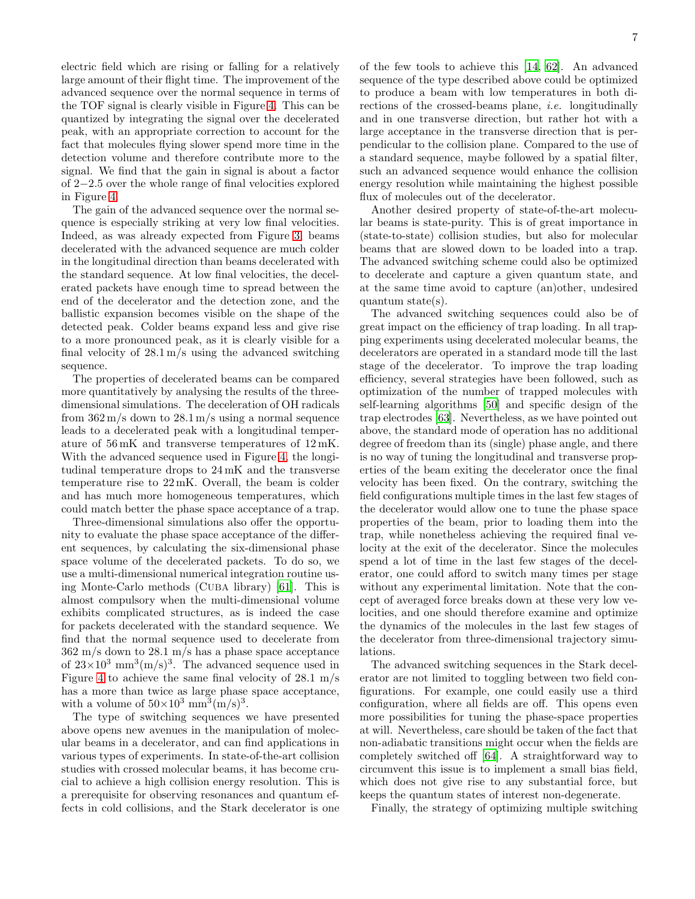electric field which are rising or falling for a relatively large amount of their flight time. The improvement of the advanced sequence over the normal sequence in terms of the TOF signal is clearly visible in Figure 4. This can be quantized by integrating the signal over the decelerated peak, with an appropriate correction to account for the fact that molecules flying slower spend more time in the detection volume and therefore contribute more to the signal. We find that the gain in signal is about a factor of 2−2.5 over the whole range of final velocities explored in Figure 4.

The gain of the advanced sequence over the normal sequence is especially striking at very low final velocities. Indeed, as was already expected from Figure 3, beams decelerated with the advanced sequence are much colder in the longitudinal direction than beams decelerated with the standard sequence. At low final velocities, the decelerated packets have enough time to spread between the end of the decelerator and the detection zone, and the ballistic expansion becomes visible on the shape of the detected peak. Colder beams expand less and give rise to a more pronounced peak, as it is clearly visible for a final velocity of 28.1 m/s using the advanced switching sequence.

The properties of decelerated beams can be compared more quantitatively by analysing the results of the three-dimensional simulations. The deceleration of OH radicals from 362 m/s down to 28.1 m/s using a normal sequence leads to a decelerated peak with a longitudinal temperature of 56 mK and transverse temperatures of 12 mK. With the advanced sequence used in Figure 4, the longitudinal temperature drops to 24 mK and the transverse temperature rise to 22 mK. Overall, the beam is colder and has much more homogeneous temperatures, which could match better the phase space acceptance of a trap.

Three-dimensional simulations also offer the opportunity to evaluate the phase space acceptance of the different sequences, by calculating the six-dimensional phase space volume of the decelerated packets. To do so, we use a multi-dimensional numerical integration routine using Monte-Carlo methods (Cuba library) [61]. This is almost compulsory when the multi-dimensional volume exhibits complicated structures, as is indeed the case for packets decelerated with the standard sequence. We find that the normal sequence used to decelerate from 362 m/s down to 28.1 m/s has a phase space acceptance of $23{\times}10^3$ $\mathrm{mm}^3(\mathrm{m/s})^3$. The advanced sequence used in Figure 4 to achieve the same final velocity of 28.1 m/s has a more than twice as large phase space acceptance, with a volume of $50{\times}10^3$ $\mathrm{mm}^3(\mathrm{m/s})^3$.

The type of switching sequences we have presented above opens new avenues in the manipulation of molecular beams in a decelerator, and can find applications in various types of experiments. In state-of-the-art collision studies with crossed molecular beams, it has become crucial to achieve a high collision energy resolution. This is a prerequisite for observing resonances and quantum effects in cold collisions, and the Stark decelerator is one of the few tools to achieve this [14, 62]. An advanced sequence of the type described above could be optimized to produce a beam with low temperatures in both directions of the crossed-beams plane, *i.e.* longitudinally and in one transverse direction, but rather hot with a large acceptance in the transverse direction that is perpendicular to the collision plane. Compared to the use of a standard sequence, maybe followed by a spatial filter, such an advanced sequence would enhance the collision energy resolution while maintaining the highest possible flux of molecules out of the decelerator.

Another desired property of state-of-the-art molecular beams is state-purity. This is of great importance in (state-to-state) collision studies, but also for molecular beams that are slowed down to be loaded into a trap. The advanced switching scheme could also be optimized to decelerate and capture a given quantum state, and at the same time avoid to capture (an)other, undesired quantum state(s).

The advanced switching sequences could also be of great impact on the efficiency of trap loading. In all trapping experiments using decelerated molecular beams, the decelerators are operated in a standard mode till the last stage of the decelerator. To improve the trap loading efficiency, several strategies have been followed, such as optimization of the number of trapped molecules with self-learning algorithms [50] and specific design of the trap electrodes [63]. Nevertheless, as we have pointed out above, the standard mode of operation has no additional degree of freedom than its (single) phase angle, and there is no way of tuning the longitudinal and transverse properties of the beam exiting the decelerator once the final velocity has been fixed. On the contrary, switching the field configurations multiple times in the last few stages of the decelerator would allow one to tune the phase space properties of the beam, prior to loading them into the trap, while nonetheless achieving the required final velocity at the exit of the decelerator. Since the molecules spend a lot of time in the last few stages of the decelerator, one could afford to switch many times per stage without any experimental limitation. Note that the concept of averaged force breaks down at these very low velocities, and one should therefore examine and optimize the dynamics of the molecules in the last few stages of the decelerator from three-dimensional trajectory simulations.

The advanced switching sequences in the Stark decelerator are not limited to toggling between two field configurations. For example, one could easily use a third configuration, where all fields are off. This opens even more possibilities for tuning the phase-space properties at will. Nevertheless, care should be taken of the fact that non-adiabatic transitions might occur when the fields are completely switched off [64]. A straightforward way to circumvent this issue is to implement a small bias field, which does not give rise to any substantial force, but keeps the quantum states of interest non-degenerate.

Finally, the strategy of optimizing multiple switching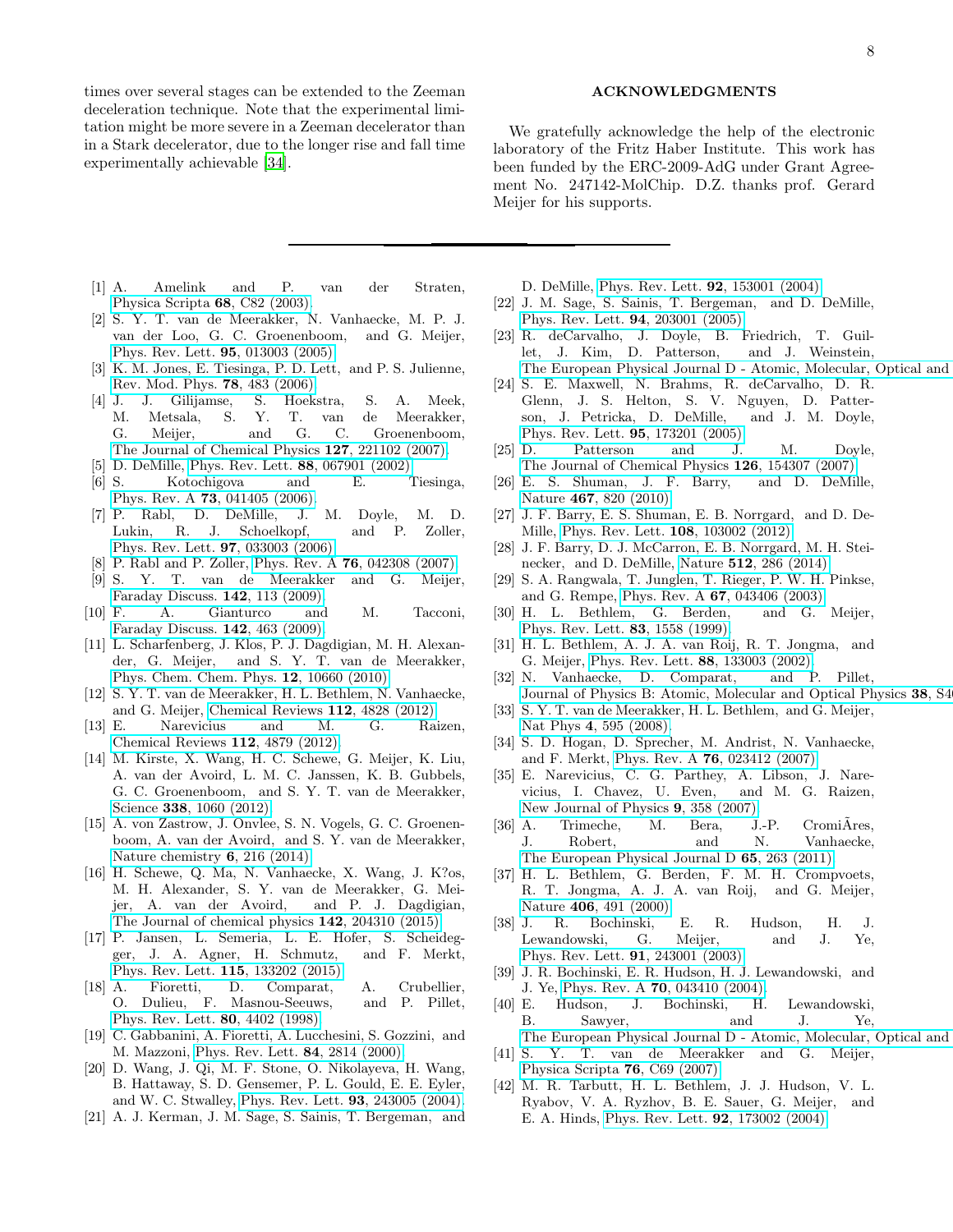times over several stages can be extended to the Zeeman deceleration technique. Note that the experimental limitation might be more severe in a Zeeman decelerator than in a Stark decelerator, due to the longer rise and fall time experimentally achievable [34].

## ACKNOWLEDGMENTS

We gratefully acknowledge the help of the electronic laboratory of the Fritz Haber Institute. This work has been funded by the ERC-2009-AdG under Grant Agreement No. 247142-MolChip. D.Z. thanks prof. Gerard Meijer for his supports.

---

[1] A. Amelink and P. van der Straten, Physica Scripta **68**, C82 (2003).
[2] S. Y. T. van de Meerakker, N. Vanhaecke, M. P. J. van der Loo, G. C. Groenenboom, and G. Meijer, Phys. Rev. Lett. **95**, 013003 (2005).
[3] K. M. Jones, E. Tiesinga, P. D. Lett, and P. S. Julienne, Rev. Mod. Phys. **78**, 483 (2006).
[4] J. J. Gilijamse, S. Hoekstra, S. A. Meek, M. Metsala, S. Y. T. van de Meerakker, G. Meijer, and G. C. Groenenboom, The Journal of Chemical Physics **127**, 221102 (2007).
[5] D. DeMille, Phys. Rev. Lett. **88**, 067901 (2002).
[6] S. Kotochigova and E. Tiesinga, Phys. Rev. A **73**, 041405 (2006).
[7] P. Rabl, D. DeMille, J. M. Doyle, M. D. Lukin, R. J. Schoelkopf, and P. Zoller, Phys. Rev. Lett. **97**, 033003 (2006).
[8] P. Rabl and P. Zoller, Phys. Rev. A **76**, 042308 (2007).
[9] S. Y. T. van de Meerakker and G. Meijer, Faraday Discuss. **142**, 113 (2009).
[10] F. A. Gianturco and M. Tacconi, Faraday Discuss. **142**, 463 (2009).
[11] L. Scharfenberg, J. Klos, P. J. Dagdigian, M. H. Alexander, G. Meijer, and S. Y. T. van de Meerakker, Phys. Chem. Chem. Phys. **12**, 10660 (2010).
[12] S. Y. T. van de Meerakker, H. L. Bethlem, N. Vanhaecke, and G. Meijer, Chemical Reviews **112**, 4828 (2012).
[13] E. Narevicius and M. G. Raizen, Chemical Reviews **112**, 4879 (2012).
[14] M. Kirste, X. Wang, H. C. Schewe, G. Meijer, K. Liu, A. van der Avoird, L. M. C. Janssen, K. B. Gubbels, G. C. Groenenboom, and S. Y. T. van de Meerakker, Science **338**, 1060 (2012).
[15] A. von Zastrow, J. Onvlee, S. N. Vogels, G. C. Groenenboom, A. van der Avoird, and S. Y. van de Meerakker, Nature chemistry **6**, 216 (2014).
[16] H. Schewe, Q. Ma, N. Vanhaecke, X. Wang, J. K?os, M. H. Alexander, S. Y. van de Meerakker, G. Meijer, A. van der Avoird, and P. J. Dagdigian, The Journal of chemical physics **142**, 204310 (2015).
[17] P. Jansen, L. Semeria, L. E. Hofer, S. Scheidegger, J. A. Agner, H. Schmutz, and F. Merkt, Phys. Rev. Lett. **115**, 133202 (2015).
[18] A. Fioretti, D. Comparat, A. Crubellier, O. Dulieu, F. Masnou-Seeuws, and P. Pillet, Phys. Rev. Lett. **80**, 4402 (1998).
[19] C. Gabbanini, A. Fioretti, A. Lucchesini, S. Gozzini, and M. Mazzoni, Phys. Rev. Lett. **84**, 2814 (2000).
[20] D. Wang, J. Qi, M. F. Stone, O. Nikolayeva, H. Wang, B. Hattaway, S. D. Gensemer, P. L. Gould, E. E. Eyler, and W. C. Stwalley, Phys. Rev. Lett. **93**, 243005 (2004).
[21] A. J. Kerman, J. M. Sage, S. Sainis, T. Bergeman, and D. DeMille, Phys. Rev. Lett. **92**, 153001 (2004).
[22] J. M. Sage, S. Sainis, T. Bergeman, and D. DeMille, Phys. Rev. Lett. **94**, 203001 (2005).
[23] R. deCarvalho, J. Doyle, B. Friedrich, T. Guillet, J. Kim, D. Patterson, and J. Weinstein, The European Physical Journal D - Atomic, Molecular, Optical and
[24] S. E. Maxwell, N. Brahms, R. deCarvalho, D. R. Glenn, J. S. Helton, S. V. Nguyen, D. Patterson, J. Petricka, D. DeMille, and J. M. Doyle, Phys. Rev. Lett. **95**, 173201 (2005).
[25] D. Patterson and J. M. Doyle, The Journal of Chemical Physics **126**, 154307 (2007).
[26] E. S. Shuman, J. F. Barry, and D. DeMille, Nature **467**, 820 (2010).
[27] J. F. Barry, E. S. Shuman, E. B. Norrgard, and D. DeMille, Phys. Rev. Lett. **108**, 103002 (2012).
[28] J. F. Barry, D. J. McCarron, E. B. Norrgard, M. H. Steinecker, and D. DeMille, Nature **512**, 286 (2014).
[29] S. A. Rangwala, T. Junglen, T. Rieger, P. W. H. Pinkse, and G. Rempe, Phys. Rev. A **67**, 043406 (2003).
[30] H. L. Bethlem, G. Berden, and G. Meijer, Phys. Rev. Lett. **83**, 1558 (1999).
[31] H. L. Bethlem, A. J. A. van Roij, R. T. Jongma, and G. Meijer, Phys. Rev. Lett. **88**, 133003 (2002).
[32] N. Vanhaecke, D. Comparat, and P. Pillet, Journal of Physics B: Atomic, Molecular and Optical Physics **38**, S4
[33] S. Y. T. van de Meerakker, H. L. Bethlem, and G. Meijer, Nat Phys **4**, 595 (2008).
[34] S. D. Hogan, D. Sprecher, M. Andrist, N. Vanhaecke, and F. Merkt, Phys. Rev. A **76**, 023412 (2007).
[35] E. Narevicius, C. G. Parthey, A. Libson, J. Narevicius, I. Chavez, U. Even, and M. G. Raizen, New Journal of Physics **9**, 358 (2007).
[36] A. Trimeche, M. Bera, J.-P. CromiÃres, J. Robert, and N. Vanhaecke, The European Physical Journal D **65**, 263 (2011).
[37] H. L. Bethlem, G. Berden, F. M. H. Crompvoets, R. T. Jongma, A. J. A. van Roij, and G. Meijer, Nature **406**, 491 (2000).
[38] J. R. Bochinski, E. R. Hudson, H. J. Lewandowski, G. Meijer, and J. Ye, Phys. Rev. Lett. **91**, 243001 (2003).
[39] J. R. Bochinski, E. R. Hudson, H. J. Lewandowski, and J. Ye, Phys. Rev. A **70**, 043410 (2004).
[40] E. Hudson, J. Bochinski, H. Lewandowski, B. Sawyer, and J. Ye, The European Physical Journal D - Atomic, Molecular, Optical and
[41] S. Y. T. van de Meerakker and G. Meijer, Physica Scripta **76**, C69 (2007).
[42] M. R. Tarbutt, H. L. Bethlem, J. J. Hudson, V. L. Ryabov, V. A. Ryzhov, B. E. Sauer, G. Meijer, and E. A. Hinds, Phys. Rev. Lett. **92**, 173002 (2004).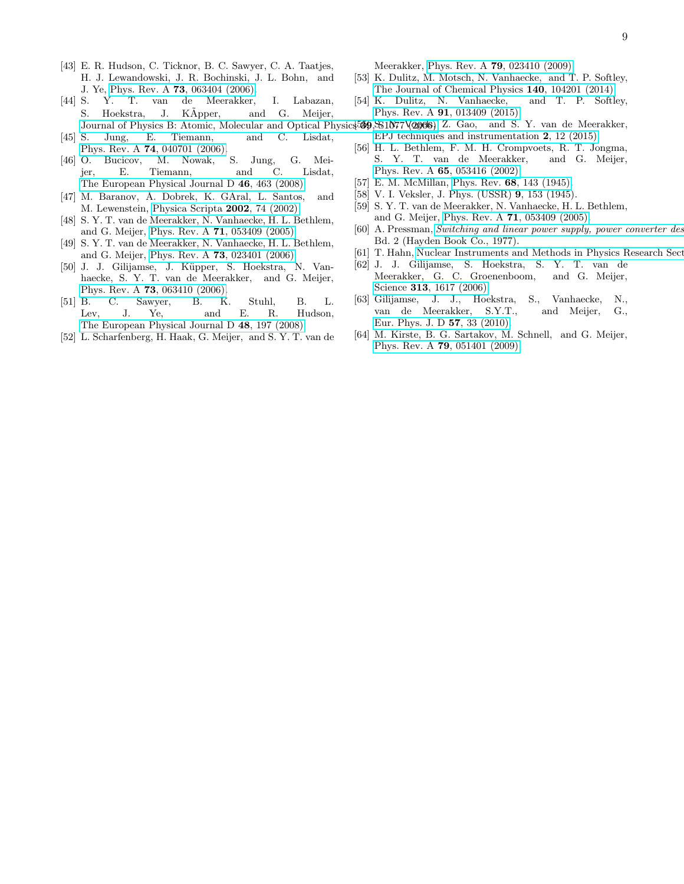[43] E. R. Hudson, C. Ticknor, B. C. Sawyer, C. A. Taatjes, H. J. Lewandowski, J. R. Bochinski, J. L. Bohn, and J. Ye, Phys. Rev. A **73**, 063404 (2006).

[44] S. Y. T. van de Meerakker, I. Labazan, S. Hoekstra, J. KÃpper, and G. Meijer, Journal of Physics B: Atomic, Molecular and Optical Physics **39**, S1077 (2006).

[45] S. Jung, E. Tiemann, and C. Lisdat, Phys. Rev. A **74**, 040701 (2006).

[46] O. Bucicov, M. Nowak, S. Jung, G. Meijer, E. Tiemann, and C. Lisdat, The European Physical Journal D **46**, 463 (2008).

[47] M. Baranov, Ł. Dobrek, K. GAral, L. Santos, and M. Lewenstein, Physica Scripta **2002**, 74 (2002).

[48] S. Y. T. van de Meerakker, N. Vanhaecke, H. L. Bethlem, and G. Meijer, Phys. Rev. A **71**, 053409 (2005).

[49] S. Y. T. van de Meerakker, N. Vanhaecke, H. L. Bethlem, and G. Meijer, Phys. Rev. A **73**, 023401 (2006).

[50] J. J. Gilijamse, J. Küpper, S. Hoekstra, N. Vanhaecke, S. Y. T. van de Meerakker, and G. Meijer, Phys. Rev. A **73**, 063410 (2006).

[51] B. C. Sawyer, B. K. Stuhl, B. L. Lev, J. Ye, and E. R. Hudson, The European Physical Journal D **48**, 197 (2008).

[52] L. Scharfenberg, H. Haak, G. Meijer, and S. Y. T. van de Meerakker, Phys. Rev. A **79**, 023410 (2009).

[53] K. Dulitz, M. Motsch, N. Vanhaecke, and T. P. Softley, The Journal of Chemical Physics **140**, 104201 (2014).

[54] K. Dulitz, N. Vanhaecke, and T. P. Softley, Phys. Rev. A **91**, 013409 (2015).

[55] S. N. Vogels, Z. Gao, and S. Y. van de Meerakker, EPJ techniques and instrumentation **2**, 12 (2015).

[56] H. L. Bethlem, F. M. H. Crompvoets, R. T. Jongma, S. Y. T. van de Meerakker, and G. Meijer, Phys. Rev. A **65**, 053416 (2002).

[57] E. M. McMillan, Phys. Rev. **68**, 143 (1945).

[58] V. I. Veksler, J. Phys. (USSR) **9**, 153 (1945).

[59] S. Y. T. van de Meerakker, N. Vanhaecke, H. L. Bethlem, and G. Meijer, Phys. Rev. A **71**, 053409 (2005).

[60] A. Pressman, *Switching and linear power supply, power converter des*... Bd. 2 (Hayden Book Co., 1977).

[61] T. Hahn, Nuclear Instruments and Methods in Physics Research Sect...

[62] J. J. Gilijamse, S. Hoekstra, S. Y. T. van de Meerakker, G. C. Groenenboom, and G. Meijer, Science **313**, 1617 (2006).

[63] Gilijamse, J. J., Hoekstra, S., Vanhaecke, N., van de Meerakker, S.Y.T., and Meijer, G., Eur. Phys. J. D **57**, 33 (2010).

[64] M. Kirste, B. G. Sartakov, M. Schnell, and G. Meijer, Phys. Rev. A **79**, 051401 (2009).